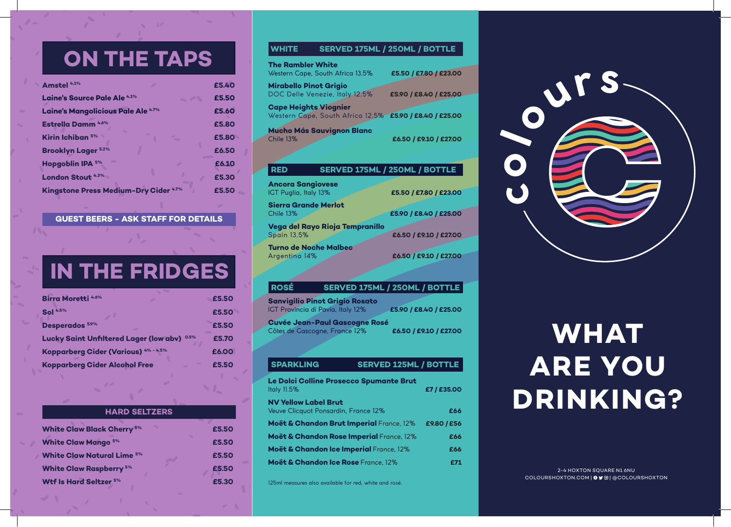# ON THE TAPS

| Drink | Price |
| --- | --- |
| Amstel 4.1% | £5.40 |
| Laine's Source Pale Ale 4.1% | £5.50 |
| Laine's Mangolicious Pale Ale 4.7% | £5.60 |
| Estrella Damm 4.6% | £5.80 |
| Kirin Ichiban 5% | £5.80 |
| Brooklyn Lager 5.2% | £6.50 |
| Hopgoblin IPA 5% | £6.10 |
| London Stout 4.3% | £5.30 |
| Kingstone Press Medium-Dry Cider 4.7% | £5.50 |

**GUEST BEERS - ASK STAFF FOR DETAILS**

# IN THE FRIDGES

| Drink | Price |
| --- | --- |
| Birra Moretti 4.6% | £5.50 |
| Sol 4.5% | £5.50 |
| Desperados 5.9% | £5.50 |
| Lucky Saint Unfiltered Lager (low abv) 0.5% | £5.70 |
| Kopparberg Cider (Various) 4% - 4.5% | £6.00 |
| Kopparberg Cider Alcohol Free | £5.50 |

## HARD SELTZERS

| Drink | Price |
| --- | --- |
| White Claw Black Cherry 5% | £5.50 |
| White Claw Mango 5% | £5.50 |
| White Claw Natural Lime 5% | £5.50 |
| White Claw Raspberry 5% | £5.50 |
| Wtf Is Hard Seltzer 5% | £5.30 |

## WHITE — SERVED 175ML / 250ML / BOTTLE

| Wine | Price |
| --- | --- |
| **The Rambler White**<br>Western Cape, South Africa 13.5% | £5.50 / £7.80 / £23.00 |
| **Mirabello Pinot Grigio**<br>DOC Delle Venezie, Italy 12.5% | £5.90 / £8.40 / £25.00 |
| **Cape Heights Viognier**<br>Western Cape, South Africa 12.5% | £5.90 / £8.40 / £25.00 |
| **Mucho Más Sauvignon Blanc**<br>Chile 13% | £6.50 / £9.10 / £27.00 |

## RED — SERVED 175ML / 250ML / BOTTLE

| Wine | Price |
| --- | --- |
| **Ancora Sangiovese**<br>IGT Puglia, Italy 13% | £5.50 / £7.80 / £23.00 |
| **Sierra Grande Merlot**<br>Chile 13% | £5.90 / £8.40 / £25.00 |
| **Vega del Rayo Rioja Tempranillo**<br>Spain 13.5% | £6.50 / £9.10 / £27.00 |
| **Turno de Noche Malbec**<br>Argentina 14% | £6.50 / £9.10 / £27.00 |

## ROSÉ — SERVED 175ML / 250ML / BOTTLE

| Wine | Price |
| --- | --- |
| **Sanvigilio Pinot Grigio Rosato**<br>IGT Provincia di Pavia, Italy 12% | £5.90 / £8.40 / £25.00 |
| **Cuvée Jean-Paul Gascogne Rosé**<br>Côtes de Gascogne, France 12% | £6.50 / £9.10 / £27.00 |

## SPARKLING — SERVED 125ML / BOTTLE

| Wine | Price |
| --- | --- |
| **Le Dolci Colline Prosecco Spumante Brut**<br>Italy 11.5% | £7 / £35.00 |
| **NV Yellow Label Brut**<br>Veuve Clicquot Ponsardin, France 12% | £66 |
| **Moët & Chandon Brut Imperial** France, 12% | £9.80 / £56 |
| **Moët & Chandon Rose Imperial** France, 12% | £66 |
| **Moët & Chandon Ice Imperial** France, 12% | £66 |
| **Moët & Chandon Ice Rose** France, 12% | £71 |

125ml measures also available for red, white and rosé.

colours

# WHAT ARE YOU DRINKING?

2-4 HOXTON SQUARE N1 6NU
COLOURSHOXTON.COM | @COLOURSHOXTON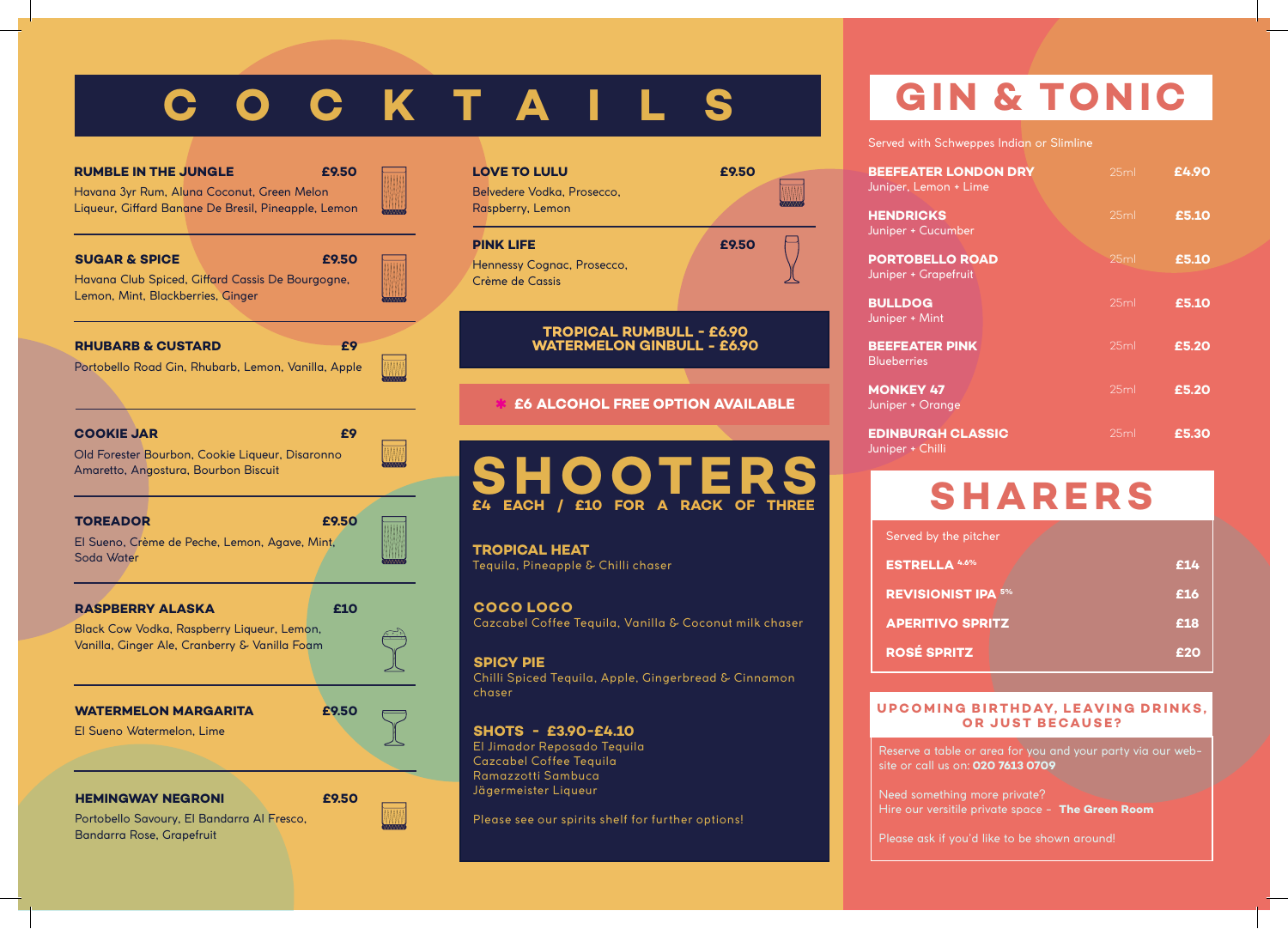# COCKTAILS

**RUMBLE IN THE JUNGLE** £9.50
Havana 3yr Rum, Aluna Coconut, Green Melon Liqueur, Giffard Banane De Bresil, Pineapple, Lemon

**SUGAR & SPICE** £9.50
Havana Club Spiced, Giffard Cassis De Bourgogne, Lemon, Mint, Blackberries, Ginger

**RHUBARB & CUSTARD** £9
Portobello Road Gin, Rhubarb, Lemon, Vanilla, Apple

**COOKIE JAR** £9
Old Forester Bourbon, Cookie Liqueur, Disaronno Amaretto, Angostura, Bourbon Biscuit

**TOREADOR** £9.50
El Sueno, Crème de Peche, Lemon, Agave, Mint, Soda Water

**RASPBERRY ALASKA** £10
Black Cow Vodka, Raspberry Liqueur, Lemon, Vanilla, Ginger Ale, Cranberry & Vanilla Foam

**WATERMELON MARGARITA** £9.50
El Sueno Watermelon, Lime

**HEMINGWAY NEGRONI** £9.50
Portobello Savoury, El Bandarra Al Fresco, Bandarra Rose, Grapefruit

**LOVE TO LULU** £9.50
Belvedere Vodka, Prosecco, Raspberry, Lemon

**PINK LIFE** £9.50
Hennessy Cognac, Prosecco, Crème de Cassis

**TROPICAL RUMBULL - £6.90**
**WATERMELON GINBULL - £6.90**

**✱ £6 ALCOHOL FREE OPTION AVAILABLE**

# SHOOTERS

**£4 EACH / £10 FOR A RACK OF THREE**

**TROPICAL HEAT**
Tequila, Pineapple & Chilli chaser

**COCO LOCO**
Cazcabel Coffee Tequila, Vanilla & Coconut milk chaser

**SPICY PIE**
Chilli Spiced Tequila, Apple, Gingerbread & Cinnamon chaser

**SHOTS - £3.90-£4.10**
El Jimador Reposado Tequila
Cazcabel Coffee Tequila
Ramazzotti Sambuca
Jägermeister Liqueur

Please see our spirits shelf for further options!

# GIN & TONIC

Served with Schweppes Indian or Slimline

| | | |
|---|---|---|
| **BEEFEATER LONDON DRY**<br>Juniper, Lemon + Lime | 25ml | £4.90 |
| **HENDRICKS**<br>Juniper + Cucumber | 25ml | £5.10 |
| **PORTOBELLO ROAD**<br>Juniper + Grapefruit | 25ml | £5.10 |
| **BULLDOG**<br>Juniper + Mint | 25ml | £5.10 |
| **BEEFEATER PINK**<br>Blueberries | 25ml | £5.20 |
| **MONKEY 47**<br>Juniper + Orange | 25ml | £5.20 |
| **EDINBURGH CLASSIC**<br>Juniper + Chilli | 25ml | £5.30 |

# SHARERS

Served by the pitcher

| | |
|---|---|
| **ESTRELLA** 4.6% | £14 |
| **REVISIONIST IPA** 5% | £16 |
| **APERITIVO SPRITZ** | £18 |
| **ROSÉ SPRITZ** | £20 |

**UPCOMING BIRTHDAY, LEAVING DRINKS, OR JUST BECAUSE?**

Reserve a table or area for you and your party via our web-site or call us on: **020 7613 0709**

Need something more private?
Hire our versitile private space - **The Green Room**

Please ask if you'd like to be shown around!